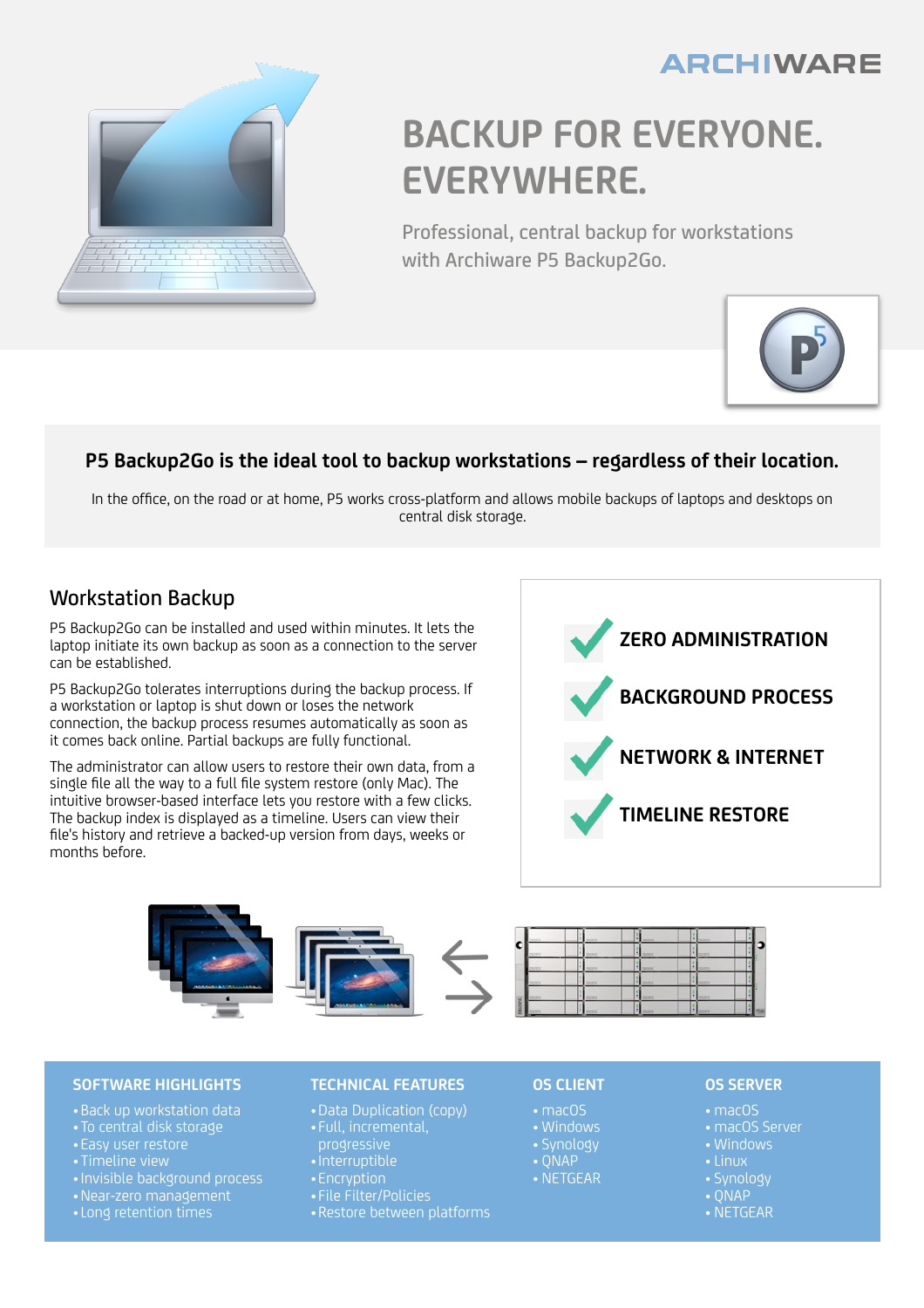ARCHIWARE

# BACKUP FOR EVERYONE. EVERYWHERE.

Professional, central backup for workstations with Archiware P5 Backup2Go.

**P5 Backup2Go is the ideal tool to backup workstations – regardless of their location.**

In the office, on the road or at home, P5 works cross-platform and allows mobile backups of laptops and desktops on central disk storage.

## Workstation Backup

P5 Backup2Go can be installed and used within minutes. It lets the laptop initiate its own backup as soon as a connection to the server can be established.

P5 Backup2Go tolerates interruptions during the backup process. If a workstation or laptop is shut down or loses the network connection, the backup process resumes automatically as soon as it comes back online. Partial backups are fully functional.

The administrator can allow users to restore their own data, from a single file all the way to a full file system restore (only Mac). The intuitive browser-based interface lets you restore with a few clicks. The backup index is displayed as a timeline. Users can view their file's history and retrieve a backed-up version from days, weeks or months before.

- **ZERO ADMINISTRATION**
- **BACKGROUND PROCESS**
- **NETWORK & INTERNET**
- **TIMELINE RESTORE**

### SOFTWARE HIGHLIGHTS

- Back up workstation data
- To central disk storage
- Easy user restore
- Timeline view
- Invisible background process
- Near-zero management
- Long retention times

### TECHNICAL FEATURES

- Data Duplication (copy)
- Full, incremental, progressive
- Interruptible
- Encryption
- File Filter/Policies
- Restore between platforms

### OS CLIENT

- macOS
- Windows
- Synology
- QNAP
- NETGEAR

### OS SERVER

- macOS
- macOS Server
- Windows
- Linux
- Synology
- QNAP
- NETGEAR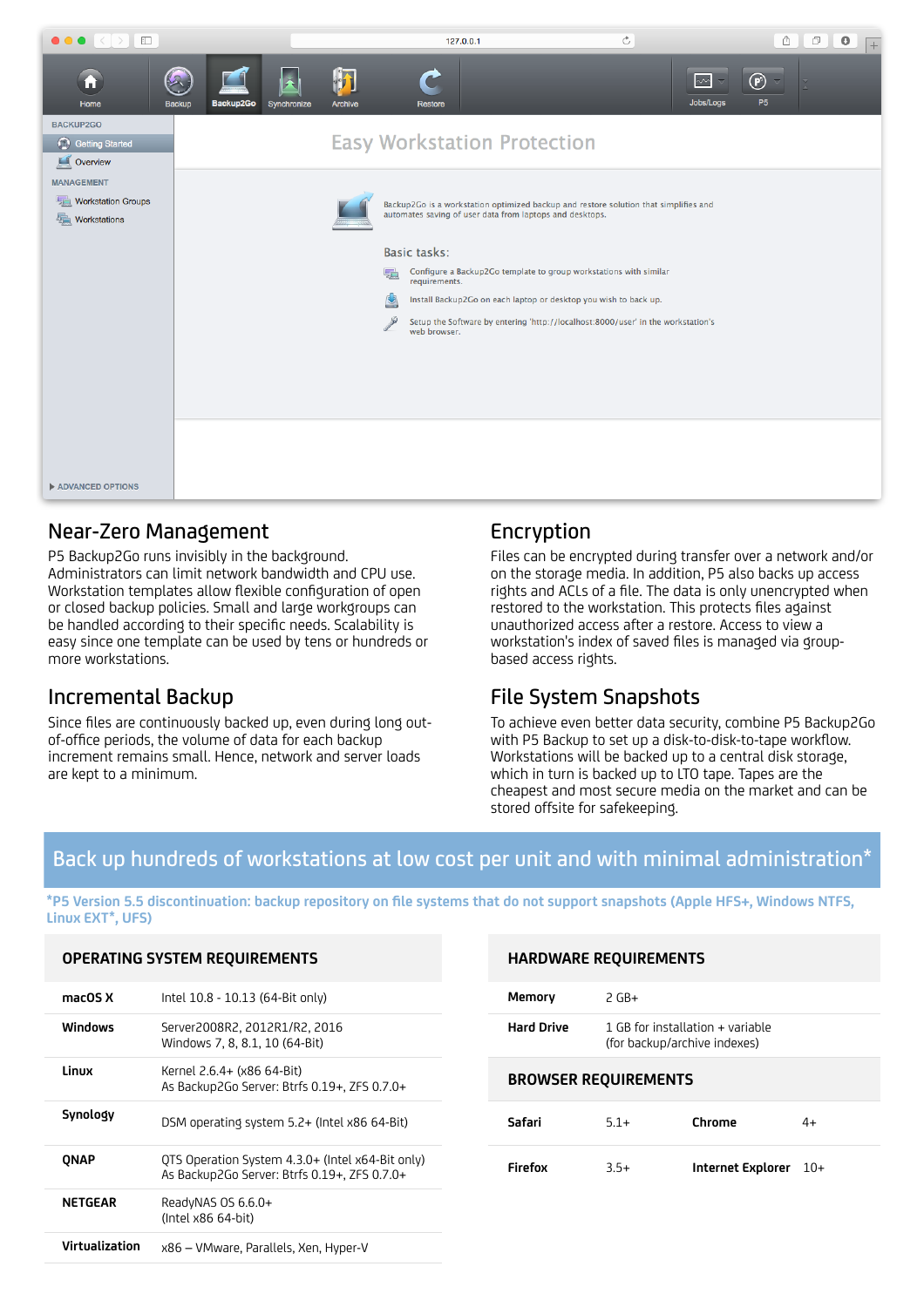## Near-Zero Management

P5 Backup2Go runs invisibly in the background. Administrators can limit network bandwidth and CPU use. Workstation templates allow flexible configuration of open or closed backup policies. Small and large workgroups can be handled according to their specific needs. Scalability is easy since one template can be used by tens or hundreds or more workstations.

## Incremental Backup

Since files are continuously backed up, even during long out-of-office periods, the volume of data for each backup increment remains small. Hence, network and server loads are kept to a minimum.

## Encryption

Files can be encrypted during transfer over a network and/or on the storage media. In addition, P5 also backs up access rights and ACLs of a file. The data is only unencrypted when restored to the workstation. This protects files against unauthorized access after a restore. Access to view a workstation's index of saved files is managed via group-based access rights.

## File System Snapshots

To achieve even better data security, combine P5 Backup2Go with P5 Backup to set up a disk-to-disk-to-tape workflow. Workstations will be backed up to a central disk storage, which in turn is backed up to LTO tape. Tapes are the cheapest and most secure media on the market and can be stored offsite for safekeeping.

## Back up hundreds of workstations at low cost per unit and with minimal administration*

*P5 Version 5.5 discontinuation: backup repository on file systems that do not support snapshots (Apple HFS+, Windows NTFS, Linux EXT*, UFS)

### OPERATING SYSTEM REQUIREMENTS

| | |
|---|---|
| **macOS X** | Intel 10.8 - 10.13 (64-Bit only) |
| **Windows** | Server2008R2, 2012R1/R2, 2016<br>Windows 7, 8, 8.1, 10 (64-Bit) |
| **Linux** | Kernel 2.6.4+ (x86 64-Bit)<br>As Backup2Go Server: Btrfs 0.19+, ZFS 0.7.0+ |
| **Synology** | DSM operating system 5.2+ (Intel x86 64-Bit) |
| **QNAP** | QTS Operation System 4.3.0+ (Intel x64-Bit only)<br>As Backup2Go Server: Btrfs 0.19+, ZFS 0.7.0+ |
| **NETGEAR** | ReadyNAS OS 6.6.0+<br>(Intel x86 64-bit) |
| **Virtualization** | x86 – VMware, Parallels, Xen, Hyper-V |

### HARDWARE REQUIREMENTS

| | |
|---|---|
| **Memory** | 2 GB+ |
| **Hard Drive** | 1 GB for installation + variable<br>(for backup/archive indexes) |

### BROWSER REQUIREMENTS

| | | | |
|---|---|---|---|
| **Safari** | 5.1+ | **Chrome** | 4+ |
| **Firefox** | 3.5+ | **Internet Explorer** | 10+ |